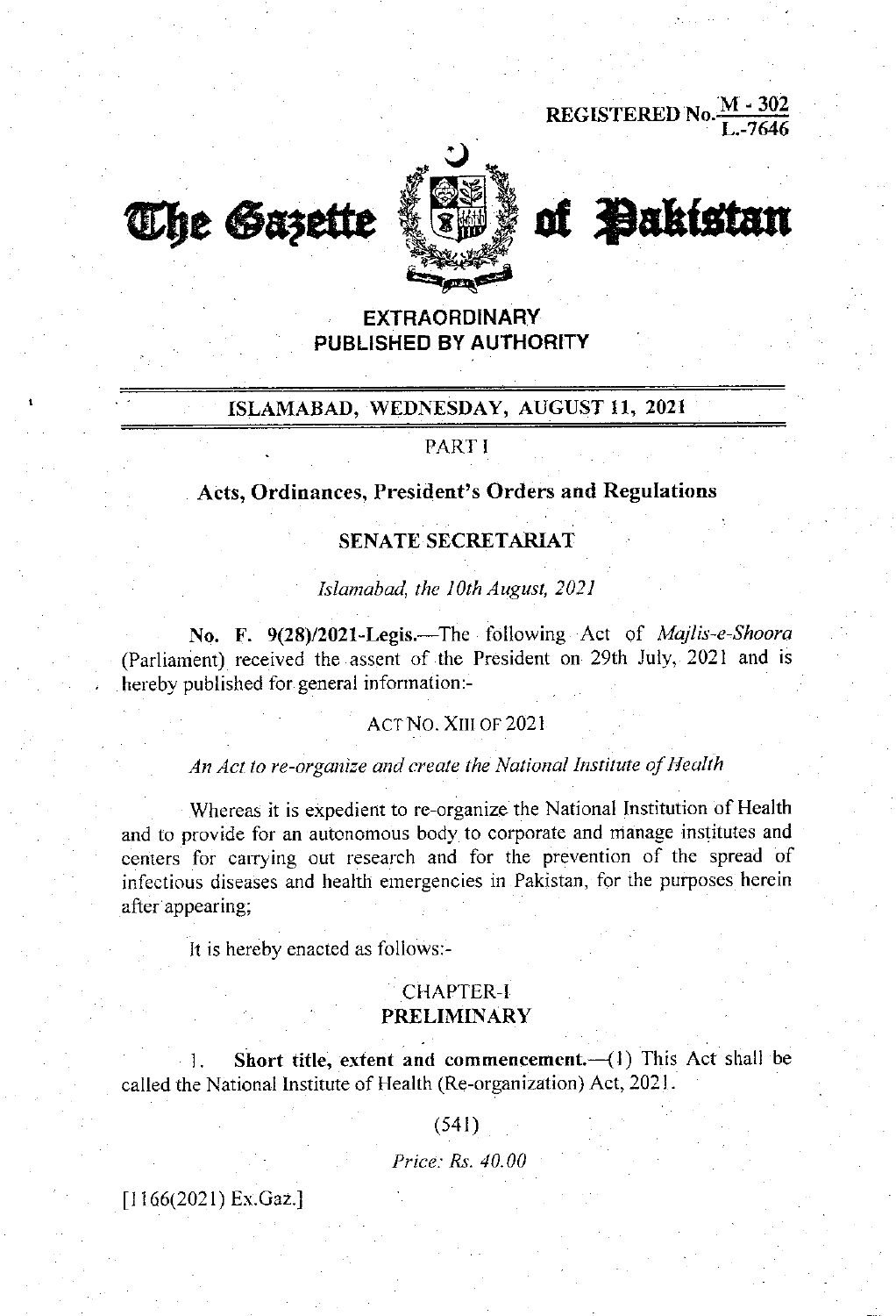REGISTERED No. M - 302 / L.-7646

# The Gazette of Pakistan

**EXTRAORDINARY**
**PUBLISHED BY AUTHORITY**

**ISLAMABAD, WEDNESDAY, AUGUST 11, 2021**

PART I

## Acts, Ordinances, President's Orders and Regulations

### SENATE SECRETARIAT

*Islamabad, the 10th August, 2021*

**No. F. 9(28)/2021-Legis.**—The following Act of *Majlis-e-Shoora* (Parliament) received the assent of the President on 29th July, 2021 and is hereby published for general information:-

ACT NO. XIII OF 2021

*An Act to re-organize and create the National Institute of Health*

Whereas it is expedient to re-organize the National Institution of Health and to provide for an autonomous body to corporate and manage institutes and centers for carrying out research and for the prevention of the spread of infectious diseases and health emergencies in Pakistan, for the purposes herein after appearing;

It is hereby enacted as follows:-

CHAPTER-I
**PRELIMINARY**

1. **Short title, extent and commencement.**—(1) This Act shall be called the National Institute of Health (Re-organization) Act, 2021.

(541)

*Price: Rs. 40.00*

[1166(2021) Ex.Gaz.]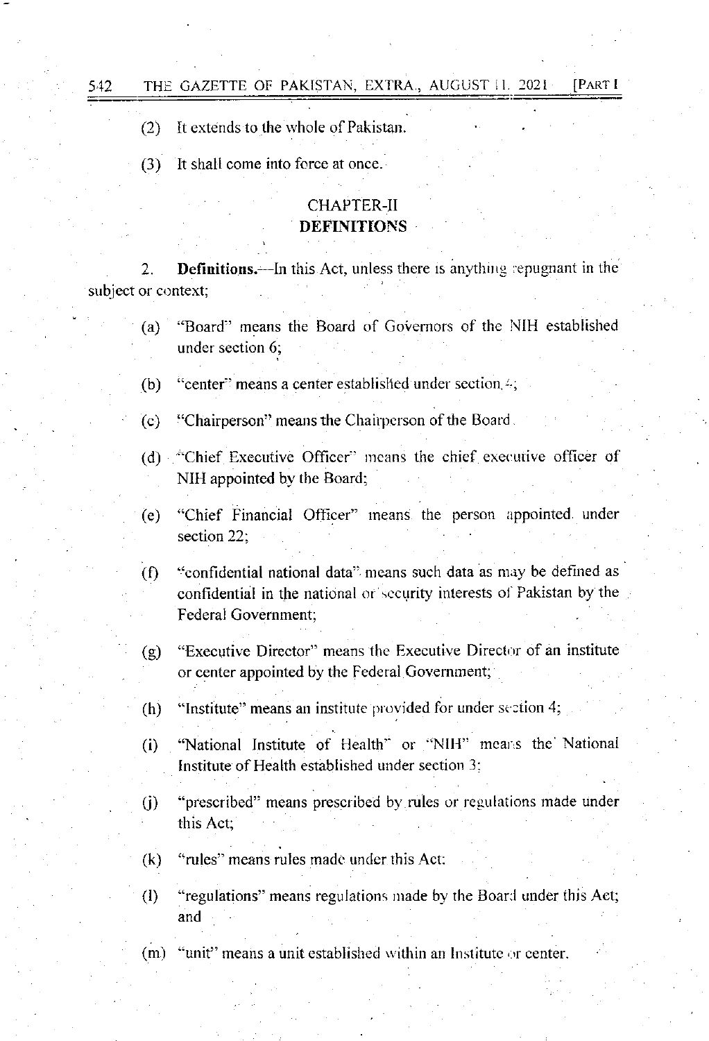(2) It extends to the whole of Pakistan.

(3) It shall come into force at once.

## CHAPTER-II
## DEFINITIONS

2. **Definitions.**—In this Act, unless there is anything repugnant in the subject or context;

(a) "Board" means the Board of Governors of the NIH established under section 6;

(b) "center" means a center established under section 4;

(c) "Chairperson" means the Chairperson of the Board.

(d) "Chief Executive Officer" means the chief executive officer of NIH appointed by the Board;

(e) "Chief Financial Officer" means the person appointed under section 22;

(f) "confidential national data" means such data as may be defined as confidential in the national or security interests of Pakistan by the Federal Government;

(g) "Executive Director" means the Executive Director of an institute or center appointed by the Federal Government;

(h) "Institute" means an institute provided for under section 4;

(i) "National Institute of Health" or "NIH" means the National Institute of Health established under section 3;

(j) "prescribed" means prescribed by rules or regulations made under this Act;

(k) "rules" means rules made under this Act;

(l) "regulations" means regulations made by the Board under this Act; and

(m) "unit" means a unit established within an Institute or center.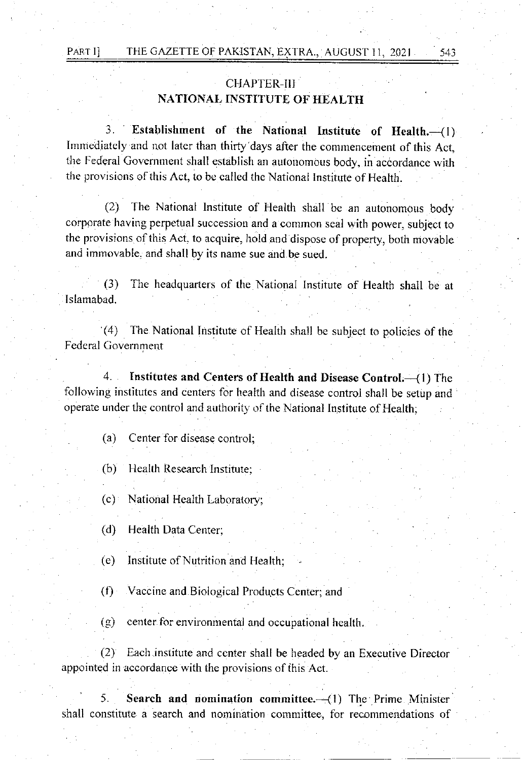## CHAPTER-III
## NATIONAL INSTITUTE OF HEALTH

3. **Establishment of the National Institute of Health.**—(1) Immediately and not later than thirty days after the commencement of this Act, the Federal Government shall establish an autonomous body, in accordance with the provisions of this Act, to be called the National Institute of Health.

(2) The National Institute of Health shall be an autonomous body corporate having perpetual succession and a common seal with power, subject to the provisions of this Act, to acquire, hold and dispose of property, both movable and immovable, and shall by its name sue and be sued.

(3) The headquarters of the National Institute of Health shall be at Islamabad.

(4) The National Institute of Health shall be subject to policies of the Federal Government

4. **Institutes and Centers of Health and Disease Control.**—(1) The following institutes and centers for health and disease control shall be setup and operate under the control and authority of the National Institute of Health;

(a) Center for disease control;

(b) Health Research Institute;

(c) National Health Laboratory;

(d) Health Data Center;

(e) Institute of Nutrition and Health;

(f) Vaccine and Biological Products Center; and

(g) center for environmental and occupational health.

(2) Each institute and center shall be headed by an Executive Director appointed in accordance with the provisions of this Act.

5. **Search and nomination committee.**—(1) The Prime Minister shall constitute a search and nomination committee, for recommendations of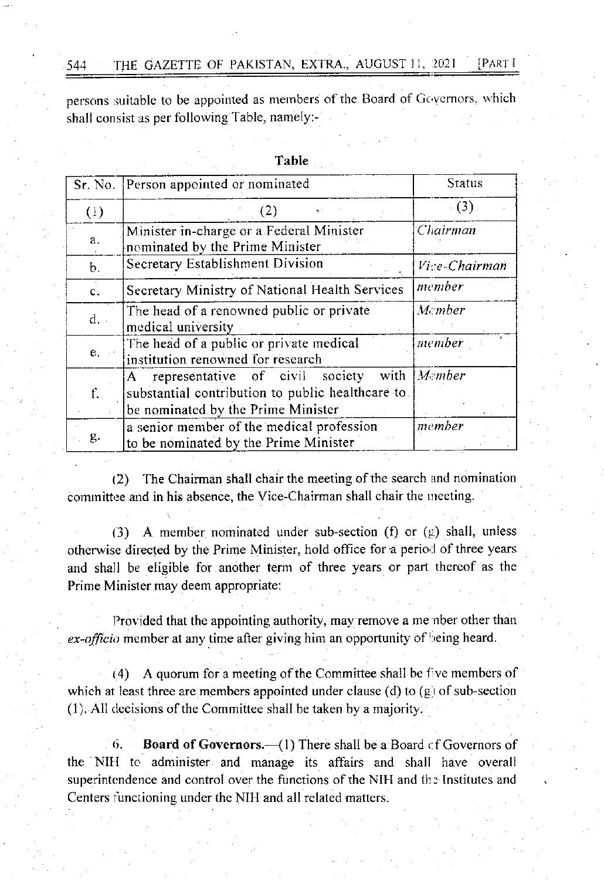persons suitable to be appointed as members of the Board of Governors, which shall consist as per following Table, namely:-

**Table**

| Sr. No. | Person appointed or nominated | Status |
|---|---|---|
| (1) | (2) | (3) |
| a. | Minister in-charge or a Federal Minister nominated by the Prime Minister | *Chairman* |
| b. | Secretary Establishment Division | *Vice-Chairman* |
| c. | Secretary Ministry of National Health Services | *member* |
| d. | The head of a renowned public or private medical university | *Member* |
| e. | The head of a public or private medical institution renowned for research | *member* |
| f. | A representative of civil society with substantial contribution to public healthcare to be nominated by the Prime Minister | *Member* |
| g. | a senior member of the medical profession to be nominated by the Prime Minister | *member* |

(2) The Chairman shall chair the meeting of the search and nomination committee and in his absence, the Vice-Chairman shall chair the meeting.

(3) A member nominated under sub-section (f) or (g) shall, unless otherwise directed by the Prime Minister, hold office for a period of three years and shall be eligible for another term of three years or part thereof as the Prime Minister may deem appropriate:

Provided that the appointing authority, may remove a member other than *ex-officio* member at any time after giving him an opportunity of being heard.

(4) A quorum for a meeting of the Committee shall be five members of which at least three are members appointed under clause (d) to (g) of sub-section (1). All decisions of the Committee shall be taken by a majority.

6. **Board of Governors.**—(1) There shall be a Board of Governors of the NIH to administer and manage its affairs and shall have overall superintendence and control over the functions of the NIH and the Institutes and Centers functioning under the NIH and all related matters.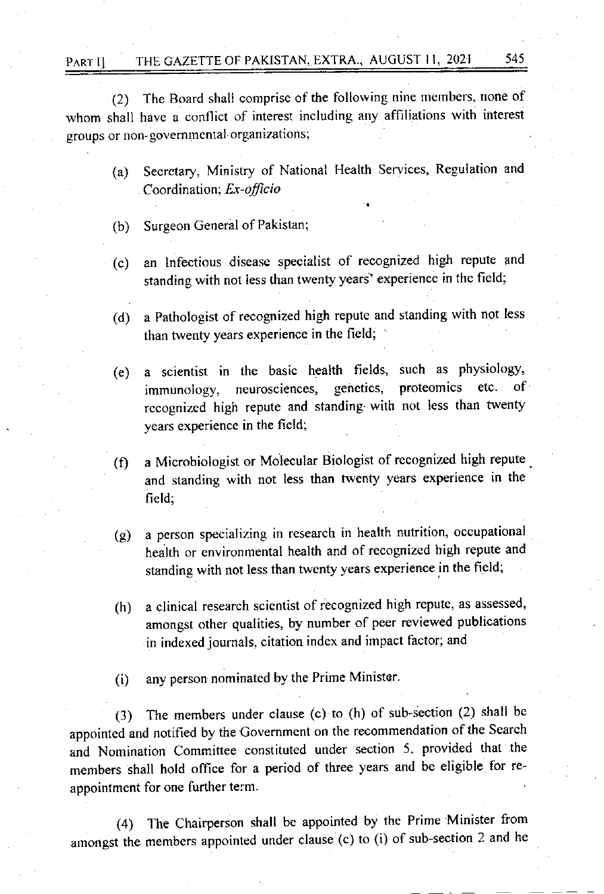(2) The Board shall comprise of the following nine members, none of whom shall have a conflict of interest including any affiliations with interest groups or non-governmental organizations;

(a) Secretary, Ministry of National Health Services, Regulation and Coordination; *Ex-officio*

(b) Surgeon General of Pakistan;

(c) an Infectious disease specialist of recognized high repute and standing with not less than twenty years' experience in the field;

(d) a Pathologist of recognized high repute and standing with not less than twenty years experience in the field;

(e) a scientist in the basic health fields, such as physiology, immunology, neurosciences, genetics, proteomics etc. of recognized high repute and standing with not less than twenty years experience in the field;

(f) a Microbiologist or Molecular Biologist of recognized high repute and standing with not less than twenty years experience in the field;

(g) a person specializing in research in health nutrition, occupational health or environmental health and of recognized high repute and standing with not less than twenty years experience in the field;

(h) a clinical research scientist of recognized high repute, as assessed, amongst other qualities, by number of peer reviewed publications in indexed journals, citation index and impact factor; and

(i) any person nominated by the Prime Minister.

(3) The members under clause (c) to (h) of sub-section (2) shall be appointed and notified by the Government on the recommendation of the Search and Nomination Committee constituted under section 5, provided that the members shall hold office for a period of three years and be eligible for re-appointment for one further term.

(4) The Chairperson shall be appointed by the Prime Minister from amongst the members appointed under clause (c) to (i) of sub-section 2 and he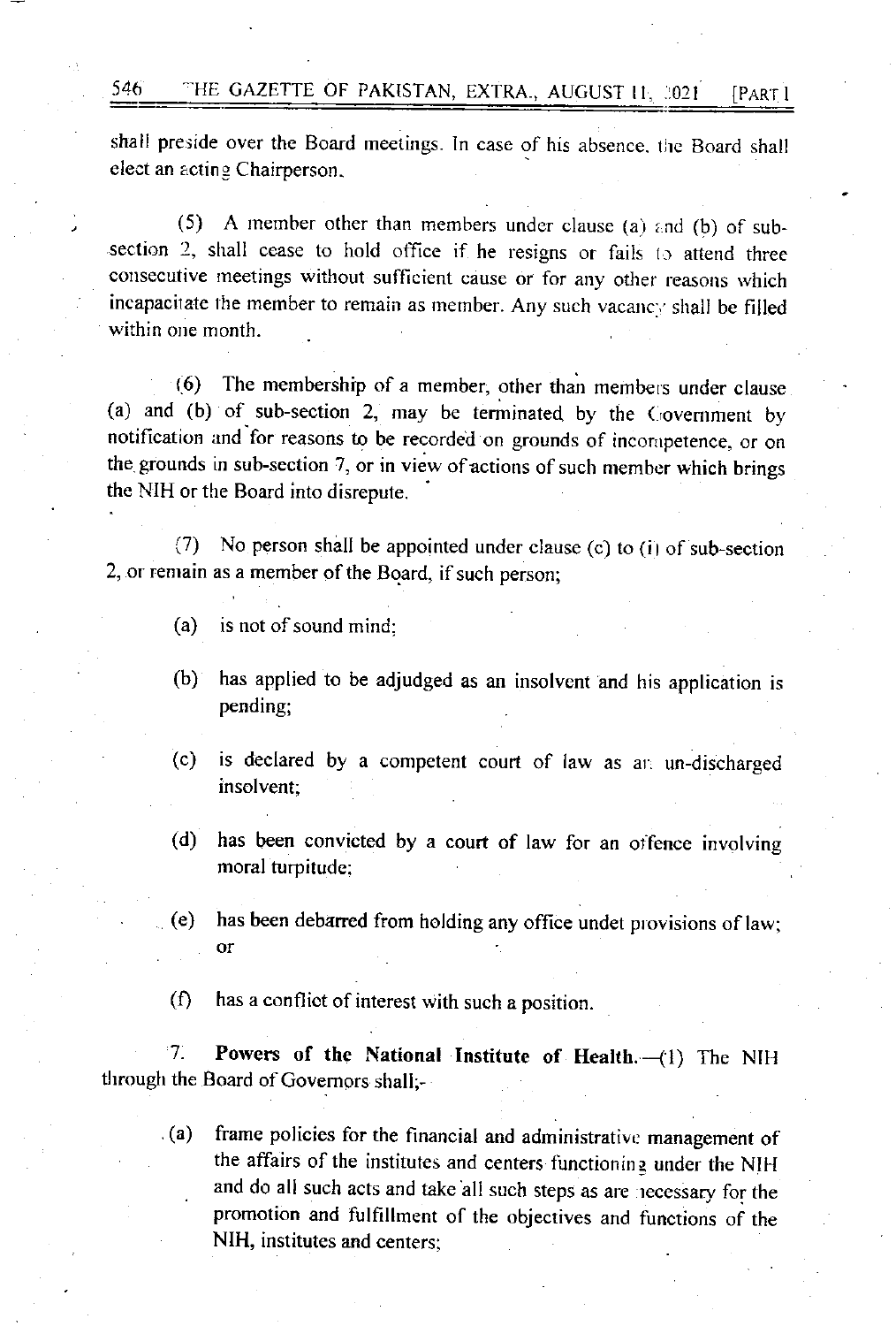shall preside over the Board meetings. In case of his absence, the Board shall elect an acting Chairperson.

(5) A member other than members under clause (a) and (b) of sub-section 2, shall cease to hold office if he resigns or fails to attend three consecutive meetings without sufficient cause or for any other reasons which incapacitate the member to remain as member. Any such vacancy shall be filled within one month.

(6) The membership of a member, other than members under clause (a) and (b) of sub-section 2, may be terminated by the Government by notification and for reasons to be recorded on grounds of incompetence, or on the grounds in sub-section 7, or in view of actions of such member which brings the NIH or the Board into disrepute.

(7) No person shall be appointed under clause (c) to (i) of sub-section 2, or remain as a member of the Board, if such person;

- (a) is not of sound mind;
- (b) has applied to be adjudged as an insolvent and his application is pending;
- (c) is declared by a competent court of law as an un-discharged insolvent;
- (d) has been convicted by a court of law for an offence involving moral turpitude;
- (e) has been debarred from holding any office undet provisions of law; or
- (f) has a conflict of interest with such a position.

7. **Powers of the National Institute of Health.**—(1) The NIH through the Board of Governors shall;-

- (a) frame policies for the financial and administrative management of the affairs of the institutes and centers functioning under the NIH and do all such acts and take all such steps as are necessary for the promotion and fulfillment of the objectives and functions of the NIH, institutes and centers;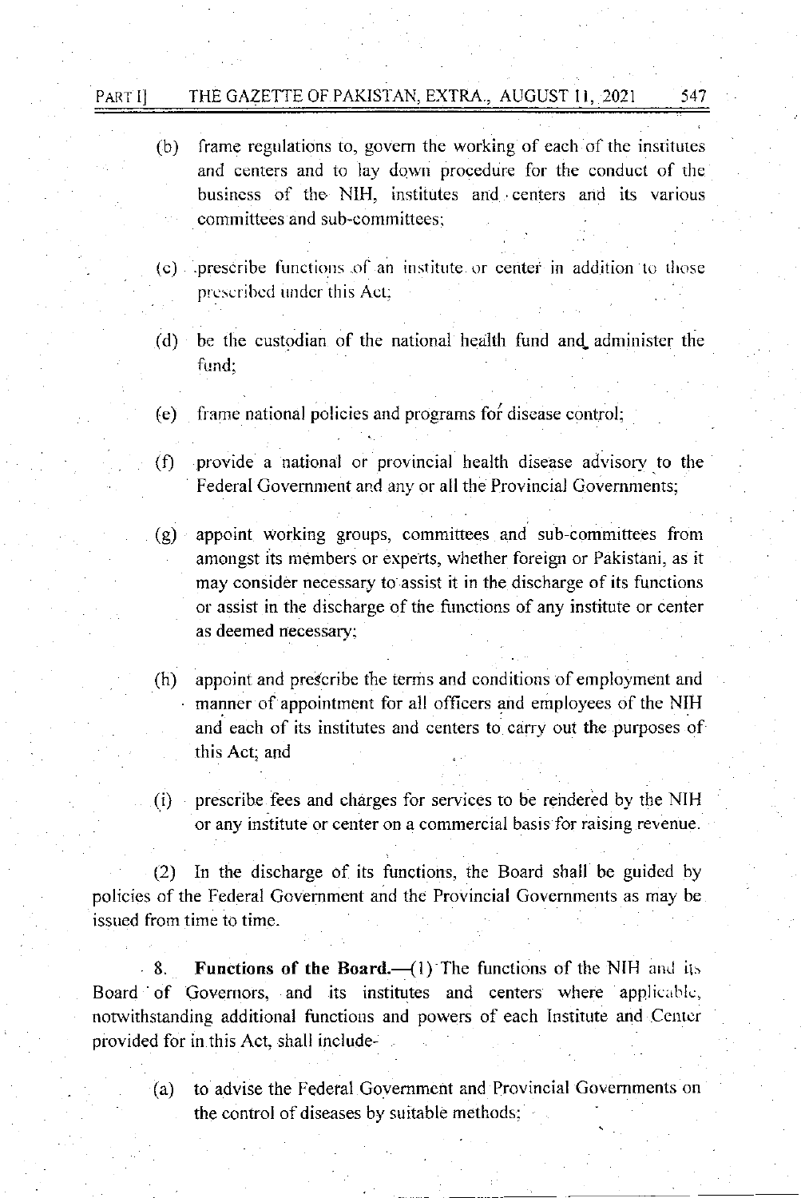(b) frame regulations to, govern the working of each of the institutes and centers and to lay down procedure for the conduct of the business of the NIH, institutes and centers and its various committees and sub-committees;

(c) prescribe functions of an institute or center in addition to those prescribed under this Act;

(d) be the custodian of the national health fund and administer the fund;

(e) frame national policies and programs for disease control;

(f) provide a national or provincial health disease advisory to the Federal Government and any or all the Provincial Governments;

(g) appoint working groups, committees and sub-committees from amongst its members or experts, whether foreign or Pakistani, as it may consider necessary to assist it in the discharge of its functions or assist in the discharge of the functions of any institute or center as deemed necessary;

(h) appoint and prescribe the terms and conditions of employment and manner of appointment for all officers and employees of the NIH and each of its institutes and centers to carry out the purposes of this Act; and

(i) prescribe fees and charges for services to be rendered by the NIH or any institute or center on a commercial basis for raising revenue.

(2) In the discharge of its functions, the Board shall be guided by policies of the Federal Government and the Provincial Governments as may be issued from time to time.

8. **Functions of the Board.**—(1) The functions of the NIH and its Board of Governors, and its institutes and centers where applicable, notwithstanding additional functions and powers of each Institute and Center provided for in this Act, shall include-

(a) to advise the Federal Government and Provincial Governments on the control of diseases by suitable methods;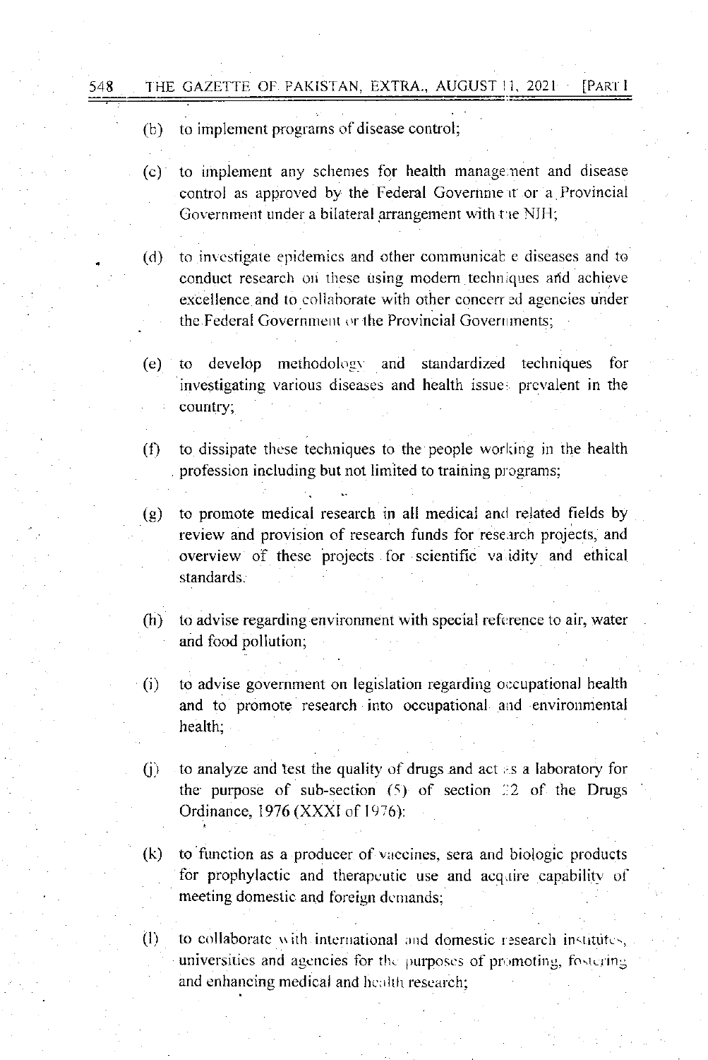(b) to implement programs of disease control;

(c) to implement any schemes for health management and disease control as approved by the Federal Government or a Provincial Government under a bilateral arrangement with the NIH;

(d) to investigate epidemics and other communicable diseases and to conduct research on these using modern techniques and achieve excellence and to collaborate with other concerned agencies under the Federal Government or the Provincial Governments;

(e) to develop methodology and standardized techniques for investigating various diseases and health issues prevalent in the country;

(f) to dissipate these techniques to the people working in the health profession including but not limited to training programs;

(g) to promote medical research in all medical and related fields by review and provision of research funds for research projects, and overview of these projects for scientific validity and ethical standards.

(h) to advise regarding environment with special reference to air, water and food pollution;

(i) to advise government on legislation regarding occupational health and to promote research into occupational and environmental health;

(j) to analyze and test the quality of drugs and act as a laboratory for the purpose of sub-section (5) of section 22 of the Drugs Ordinance, 1976 (XXXI of 1976);

(k) to function as a producer of vaccines, sera and biologic products for prophylactic and therapeutic use and acquire capability of meeting domestic and foreign demands;

(l) to collaborate with international and domestic research institutes, universities and agencies for the purposes of promoting, fostering and enhancing medical and health research;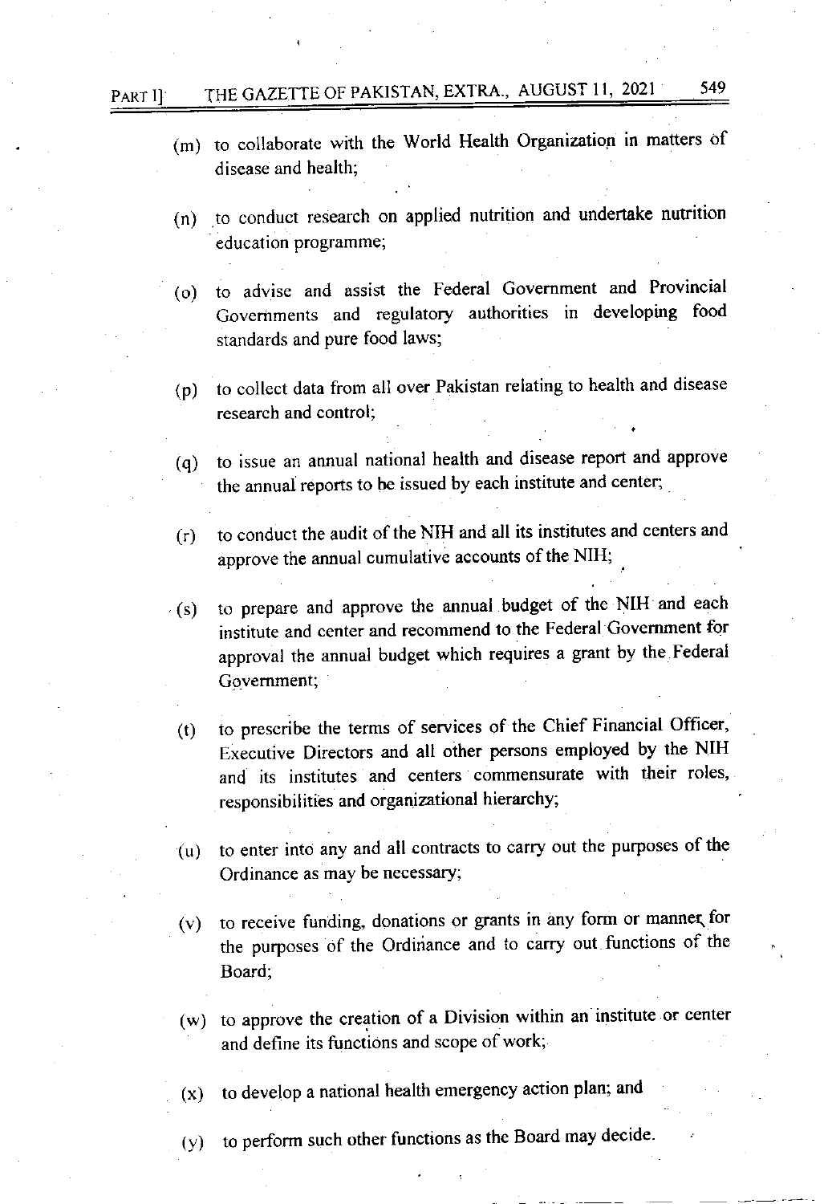(m) to collaborate with the World Health Organization in matters of disease and health;

(n) to conduct research on applied nutrition and undertake nutrition education programme;

(o) to advise and assist the Federal Government and Provincial Governments and regulatory authorities in developing food standards and pure food laws;

(p) to collect data from all over Pakistan relating to health and disease research and control;

(q) to issue an annual national health and disease report and approve the annual reports to be issued by each institute and center;

(r) to conduct the audit of the NIH and all its institutes and centers and approve the annual cumulative accounts of the NIH;

(s) to prepare and approve the annual budget of the NIH and each institute and center and recommend to the Federal Government for approval the annual budget which requires a grant by the Federal Government;

(t) to prescribe the terms of services of the Chief Financial Officer, Executive Directors and all other persons employed by the NIH and its institutes and centers commensurate with their roles, responsibilities and organizational hierarchy;

(u) to enter into any and all contracts to carry out the purposes of the Ordinance as may be necessary;

(v) to receive funding, donations or grants in any form or manner for the purposes of the Ordinance and to carry out functions of the Board;

(w) to approve the creation of a Division within an institute or center and define its functions and scope of work;

(x) to develop a national health emergency action plan; and

(y) to perform such other functions as the Board may decide.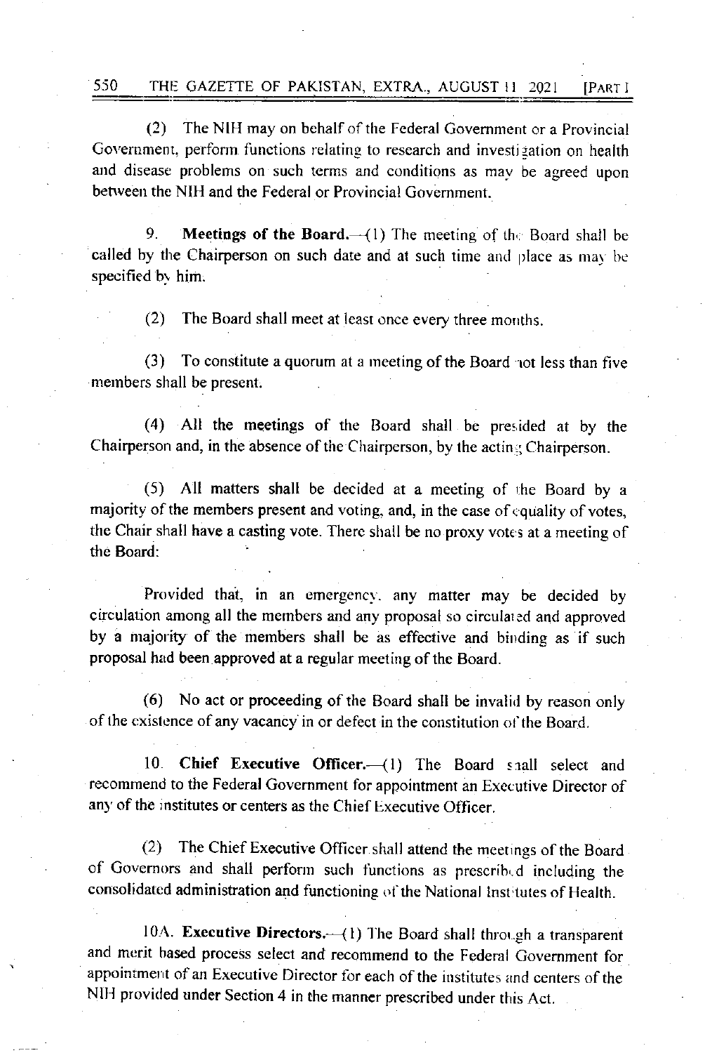(2) The NIH may on behalf of the Federal Government or a Provincial Government, perform functions relating to research and investigation on health and disease problems on such terms and conditions as may be agreed upon between the NIH and the Federal or Provincial Government.

9. **Meetings of the Board.**—(1) The meeting of the Board shall be called by the Chairperson on such date and at such time and place as may be specified by him.

(2) The Board shall meet at least once every three months.

(3) To constitute a quorum at a meeting of the Board not less than five members shall be present.

(4) All the meetings of the Board shall be presided at by the Chairperson and, in the absence of the Chairperson, by the acting Chairperson.

(5) All matters shall be decided at a meeting of the Board by a majority of the members present and voting, and, in the case of equality of votes, the Chair shall have a casting vote. There shall be no proxy votes at a meeting of the Board:

Provided that, in an emergency, any matter may be decided by circulation among all the members and any proposal so circulated and approved by a majority of the members shall be as effective and binding as if such proposal had been approved at a regular meeting of the Board.

(6) No act or proceeding of the Board shall be invalid by reason only of the existence of any vacancy in or defect in the constitution of the Board.

10. **Chief Executive Officer.**—(1) The Board shall select and recommend to the Federal Government for appointment an Executive Director of any of the institutes or centers as the Chief Executive Officer.

(2) The Chief Executive Officer shall attend the meetings of the Board of Governors and shall perform such functions as prescribed including the consolidated administration and functioning of the National Institutes of Health.

10A. **Executive Directors.**—(1) The Board shall through a transparent and merit based process select and recommend to the Federal Government for appointment of an Executive Director for each of the institutes and centers of the NIH provided under Section 4 in the manner prescribed under this Act.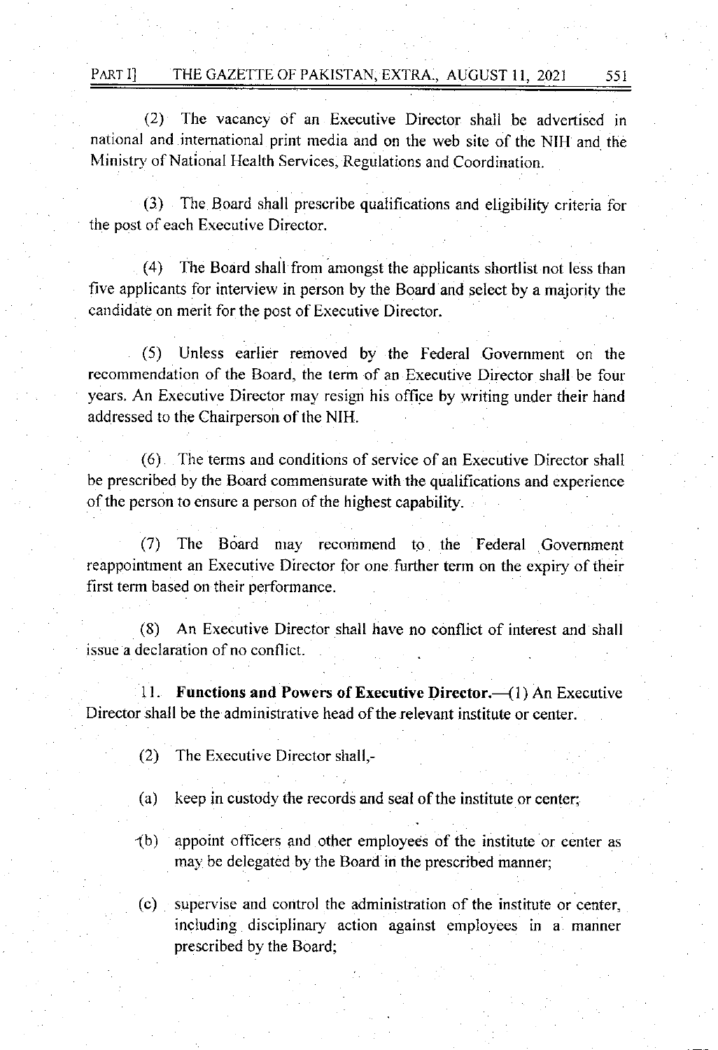(2) The vacancy of an Executive Director shall be advertised in national and international print media and on the web site of the NIH and the Ministry of National Health Services, Regulations and Coordination.

(3) The Board shall prescribe qualifications and eligibility criteria for the post of each Executive Director.

(4) The Board shall from amongst the applicants shortlist not less than five applicants for interview in person by the Board and select by a majority the candidate on merit for the post of Executive Director.

(5) Unless earlier removed by the Federal Government on the recommendation of the Board, the term of an Executive Director shall be four years. An Executive Director may resign his office by writing under their hand addressed to the Chairperson of the NIH.

(6) The terms and conditions of service of an Executive Director shall be prescribed by the Board commensurate with the qualifications and experience of the person to ensure a person of the highest capability.

(7) The Board may recommend to the Federal Government reappointment an Executive Director for one further term on the expiry of their first term based on their performance.

(8) An Executive Director shall have no conflict of interest and shall issue a declaration of no conflict.

11. **Functions and Powers of Executive Director.**—(1) An Executive Director shall be the administrative head of the relevant institute or center.

(2) The Executive Director shall,-

(a) keep in custody the records and seal of the institute or center;

(b) appoint officers and other employees of the institute or center as may be delegated by the Board in the prescribed manner;

(c) supervise and control the administration of the institute or center, including disciplinary action against employees in a manner prescribed by the Board;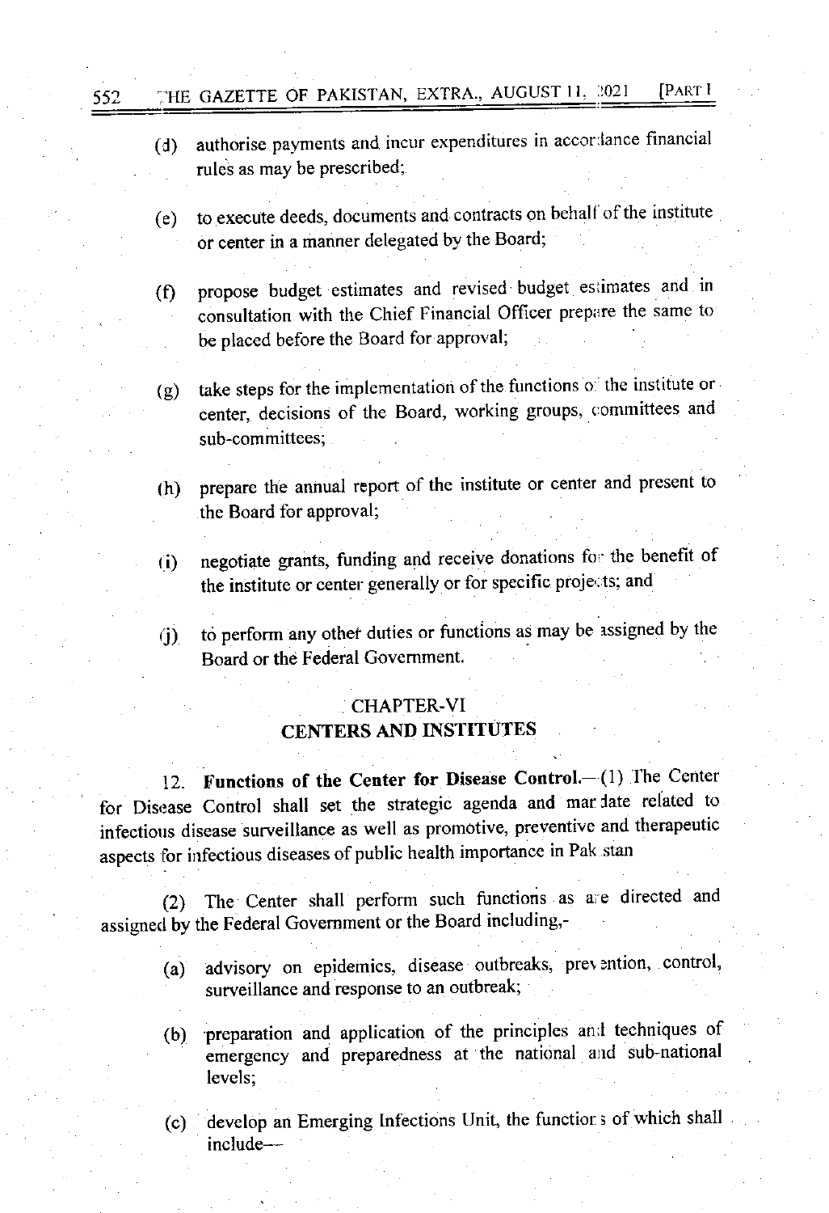(d) authorise payments and incur expenditures in accordance financial rules as may be prescribed;

(e) to execute deeds, documents and contracts on behalf of the institute or center in a manner delegated by the Board;

(f) propose budget estimates and revised budget estimates and in consultation with the Chief Financial Officer prepare the same to be placed before the Board for approval;

(g) take steps for the implementation of the functions of the institute or center, decisions of the Board, working groups, committees and sub-committees;

(h) prepare the annual report of the institute or center and present to the Board for approval;

(i) negotiate grants, funding and receive donations for the benefit of the institute or center generally or for specific projects; and

(j) to perform any other duties or functions as may be assigned by the Board or the Federal Government.

## CHAPTER-VI
## CENTERS AND INSTITUTES

12. **Functions of the Center for Disease Control.**—(1) The Center for Disease Control shall set the strategic agenda and mandate related to infectious disease surveillance as well as promotive, preventive and therapeutic aspects for infectious diseases of public health importance in Pakistan

(2) The Center shall perform such functions as are directed and assigned by the Federal Government or the Board including,-

(a) advisory on epidemics, disease outbreaks, prevention, control, surveillance and response to an outbreak;

(b) preparation and application of the principles and techniques of emergency and preparedness at the national and sub-national levels;

(c) develop an Emerging Infections Unit, the functions of which shall include—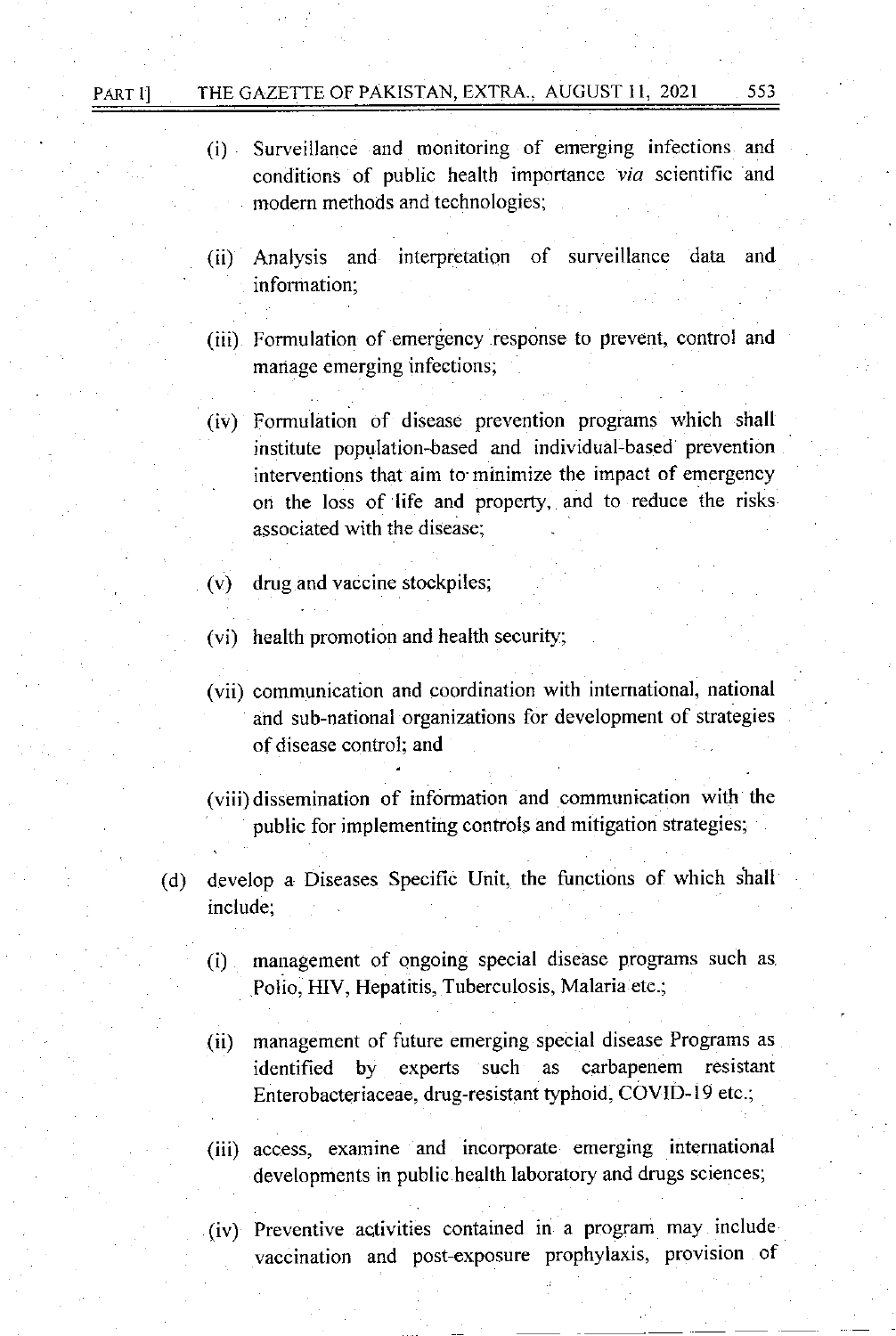(i) Surveillance and monitoring of emerging infections and conditions of public health importance *via* scientific and modern methods and technologies;

(ii) Analysis and interpretation of surveillance data and information;

(iii) Formulation of emergency response to prevent, control and manage emerging infections;

(iv) Formulation of disease prevention programs which shall institute population-based and individual-based prevention interventions that aim to minimize the impact of emergency on the loss of life and property, and to reduce the risks associated with the disease;

(v) drug and vaccine stockpiles;

(vi) health promotion and health security;

(vii) communication and coordination with international, national and sub-national organizations for development of strategies of disease control; and

(viii) dissemination of information and communication with the public for implementing controls and mitigation strategies;

(d) develop a Diseases Specific Unit, the functions of which shall include;

(i) management of ongoing special disease programs such as Polio, HIV, Hepatitis, Tuberculosis, Malaria etc.;

(ii) management of future emerging special disease Programs as identified by experts such as carbapenem resistant Enterobacteriaceae, drug-resistant typhoid, COVID-19 etc.;

(iii) access, examine and incorporate emerging international developments in public health laboratory and drugs sciences;

(iv) Preventive activities contained in a program may include vaccination and post-exposure prophylaxis, provision of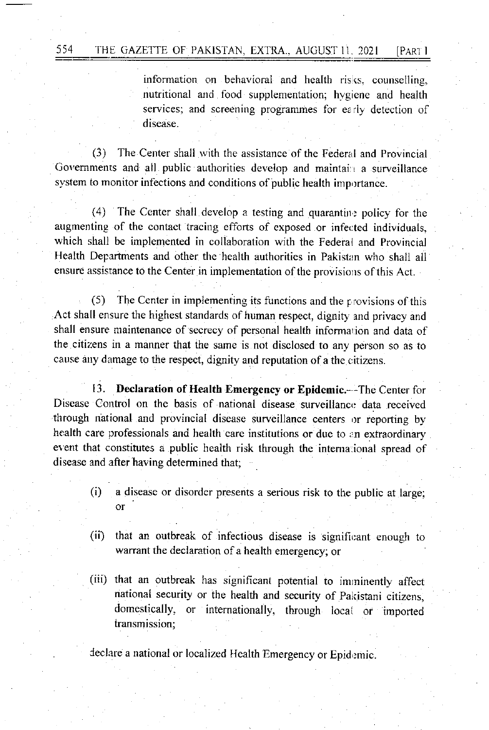information on behavioral and health risks, counselling, nutritional and food supplementation; hygiene and health services; and screening programmes for early detection of disease.

(3) The Center shall with the assistance of the Federal and Provincial Governments and all public authorities develop and maintain a surveillance system to monitor infections and conditions of public health importance.

(4) The Center shall develop a testing and quarantine policy for the augmenting of the contact tracing efforts of exposed or infected individuals, which shall be implemented in collaboration with the Federal and Provincial Health Departments and other the health authorities in Pakistan who shall all ensure assistance to the Center in implementation of the provisions of this Act.

(5) The Center in implementing its functions and the provisions of this Act shall ensure the highest standards of human respect, dignity and privacy and shall ensure maintenance of secrecy of personal health information and data of the citizens in a manner that the same is not disclosed to any person so as to cause any damage to the respect, dignity and reputation of a the citizens.

13. **Declaration of Health Emergency or Epidemic.**—The Center for Disease Control on the basis of national disease surveillance data received through national and provincial disease surveillance centers or reporting by health care professionals and health care institutions or due to an extraordinary event that constitutes a public health risk through the international spread of disease and after having determined that;

(i) a disease or disorder presents a serious risk to the public at large; or

(ii) that an outbreak of infectious disease is significant enough to warrant the declaration of a health emergency; or

(iii) that an outbreak has significant potential to imminently affect national security or the health and security of Pakistani citizens, domestically, or internationally, through local or imported transmission;

declare a national or localized Health Emergency or Epidemic.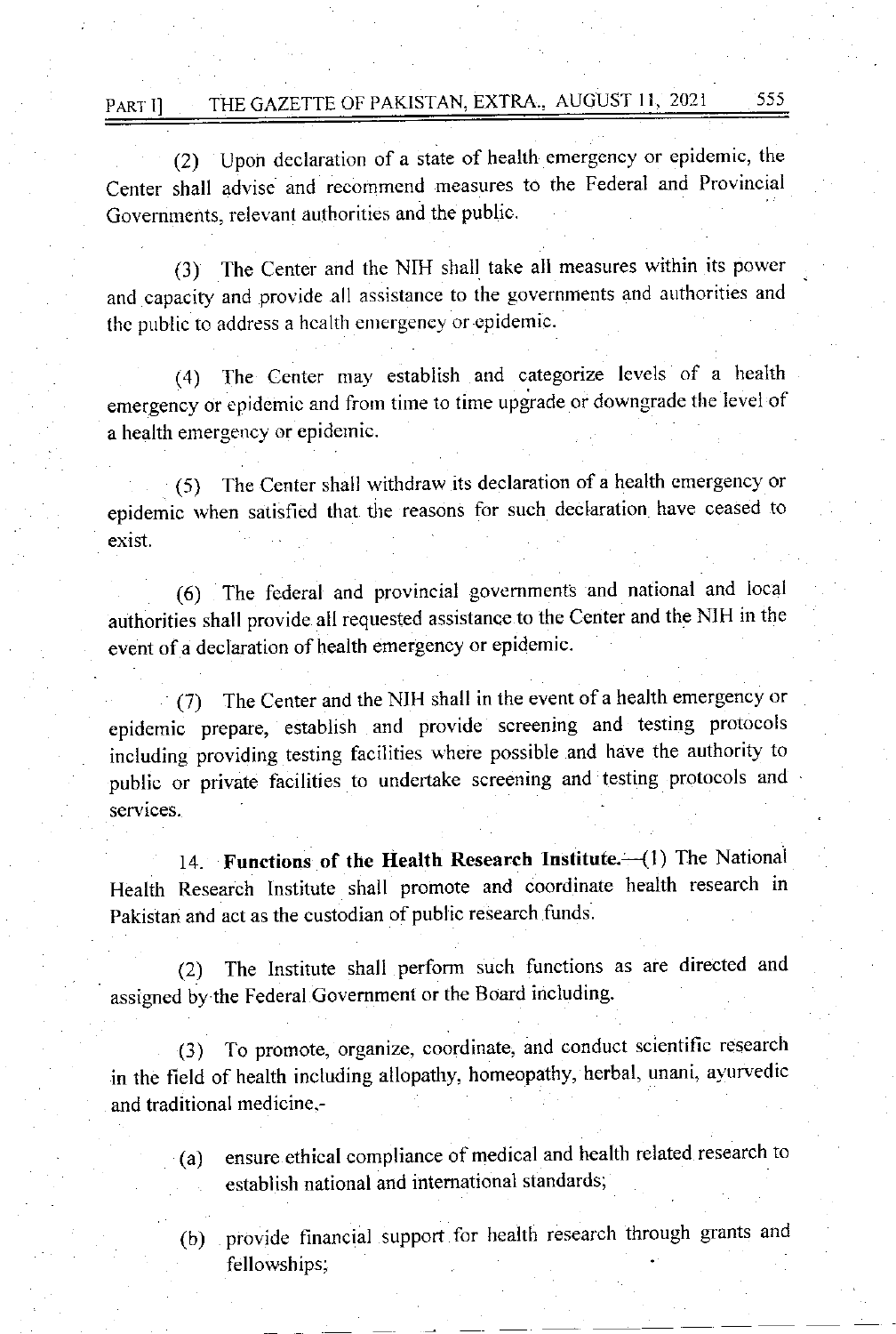(2) Upon declaration of a state of health emergency or epidemic, the Center shall advise and recommend measures to the Federal and Provincial Governments, relevant authorities and the public.

(3) The Center and the NIH shall take all measures within its power and capacity and provide all assistance to the governments and authorities and the public to address a health emergency or epidemic.

(4) The Center may establish and categorize levels of a health emergency or epidemic and from time to time upgrade or downgrade the level of a health emergency or epidemic.

(5) The Center shall withdraw its declaration of a health emergency or epidemic when satisfied that the reasons for such declaration have ceased to exist.

(6) The federal and provincial governments and national and local authorities shall provide all requested assistance to the Center and the NIH in the event of a declaration of health emergency or epidemic.

(7) The Center and the NIH shall in the event of a health emergency or epidemic prepare, establish and provide screening and testing protocols including providing testing facilities where possible and have the authority to public or private facilities to undertake screening and testing protocols and services.

14. **Functions of the Health Research Institute.**—(1) The National Health Research Institute shall promote and coordinate health research in Pakistan and act as the custodian of public research funds.

(2) The Institute shall perform such functions as are directed and assigned by the Federal Government or the Board including.

(3) To promote, organize, coordinate, and conduct scientific research in the field of health including allopathy, homeopathy, herbal, unani, ayurvedic and traditional medicine,-

(a) ensure ethical compliance of medical and health related research to establish national and international standards;

(b) provide financial support for health research through grants and fellowships;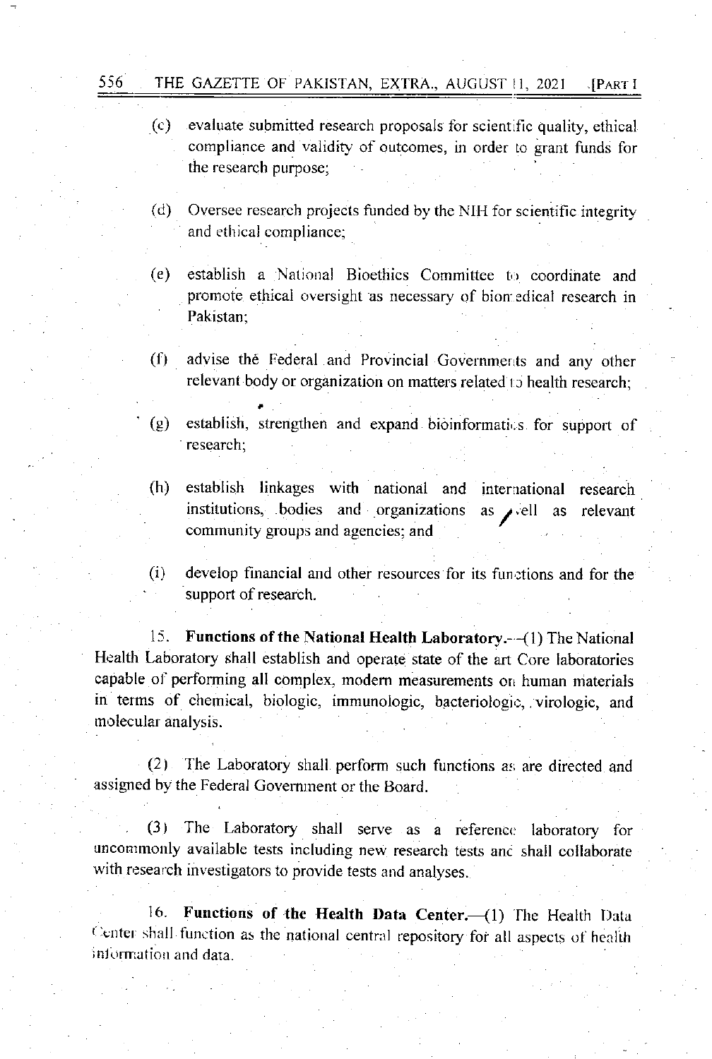(c) evaluate submitted research proposals for scientific quality, ethical compliance and validity of outcomes, in order to grant funds for the research purpose;

(d) Oversee research projects funded by the NIH for scientific integrity and ethical compliance;

(e) establish a National Bioethics Committee to coordinate and promote ethical oversight as necessary of biomedical research in Pakistan;

(f) advise the Federal and Provincial Governments and any other relevant body or organization on matters related to health research;

(g) establish, strengthen and expand bioinformatics for support of research;

(h) establish linkages with national and international research institutions, bodies and organizations as well as relevant community groups and agencies; and

(i) develop financial and other resources for its functions and for the support of research.

15. **Functions of the National Health Laboratory.**—(1) The National Health Laboratory shall establish and operate state of the art Core laboratories capable of performing all complex, modern measurements on human materials in terms of chemical, biologic, immunologic, bacteriologic, virologic, and molecular analysis.

(2) The Laboratory shall perform such functions as are directed and assigned by the Federal Government or the Board.

(3) The Laboratory shall serve as a reference laboratory for uncommonly available tests including new research tests and shall collaborate with research investigators to provide tests and analyses.

16. **Functions of the Health Data Center.**—(1) The Health Data Center shall function as the national central repository for all aspects of health information and data.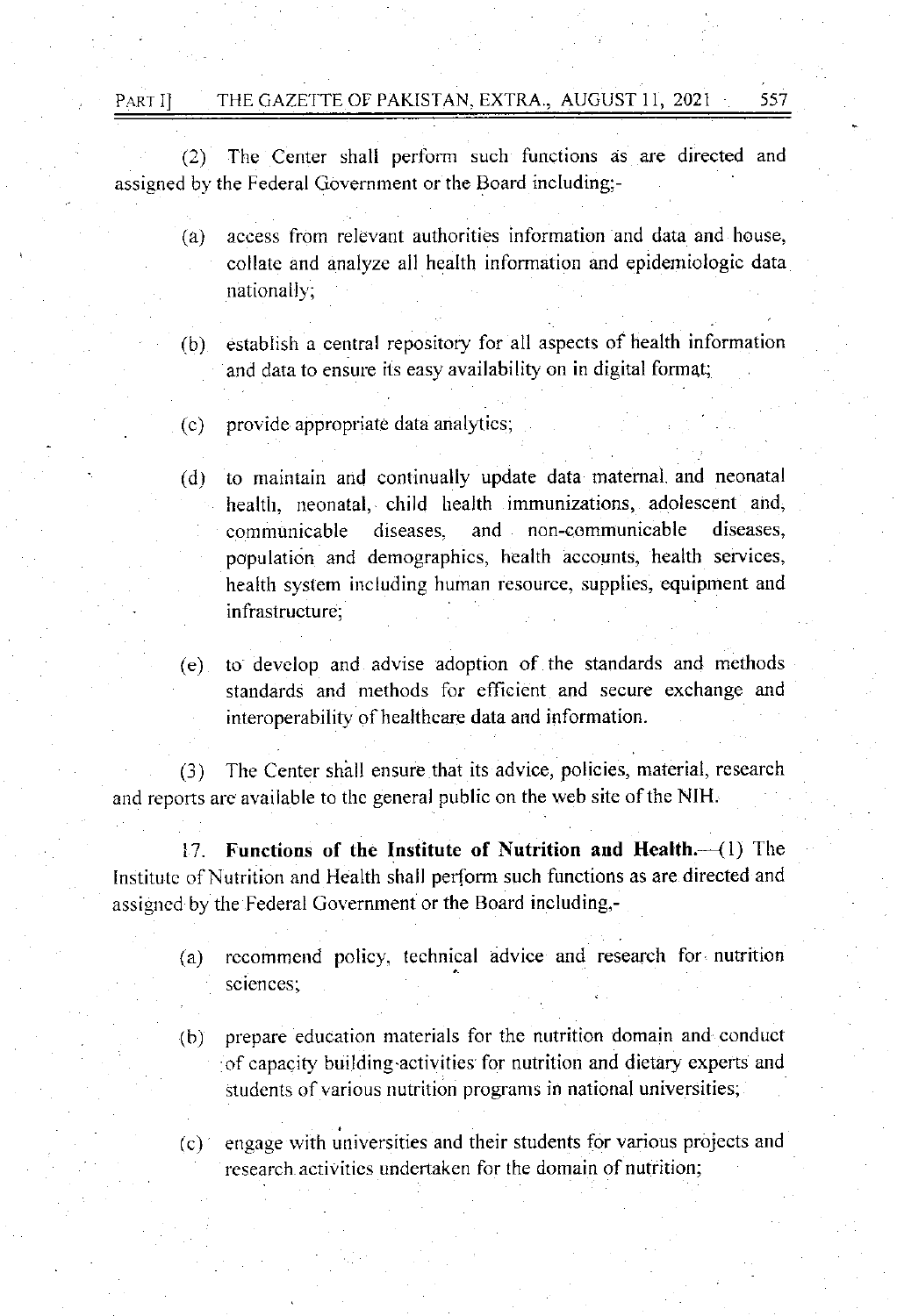(2) The Center shall perform such functions as are directed and assigned by the Federal Government or the Board including;-

(a) access from relevant authorities information and data and house, collate and analyze all health information and epidemiologic data nationally;

(b) establish a central repository for all aspects of health information and data to ensure its easy availability on in digital format;

(c) provide appropriate data analytics;

(d) to maintain and continually update data maternal and neonatal health, neonatal, child health immunizations, adolescent and, communicable diseases, and non-communicable diseases, population and demographics, health accounts, health services, health system including human resource, supplies, equipment and infrastructure;

(e) to develop and advise adoption of the standards and methods standards and methods for efficient and secure exchange and interoperability of healthcare data and information.

(3) The Center shall ensure that its advice, policies, material, research and reports are available to the general public on the web site of the NIH.

17. **Functions of the Institute of Nutrition and Health.**—(1) The Institute of Nutrition and Health shall perform such functions as are directed and assigned by the Federal Government or the Board including,-

(a) recommend policy, technical advice and research for nutrition sciences;

(b) prepare education materials for the nutrition domain and conduct of capacity building-activities for nutrition and dietary experts and students of various nutrition programs in national universities;

(c) engage with universities and their students for various projects and research activities undertaken for the domain of nutrition;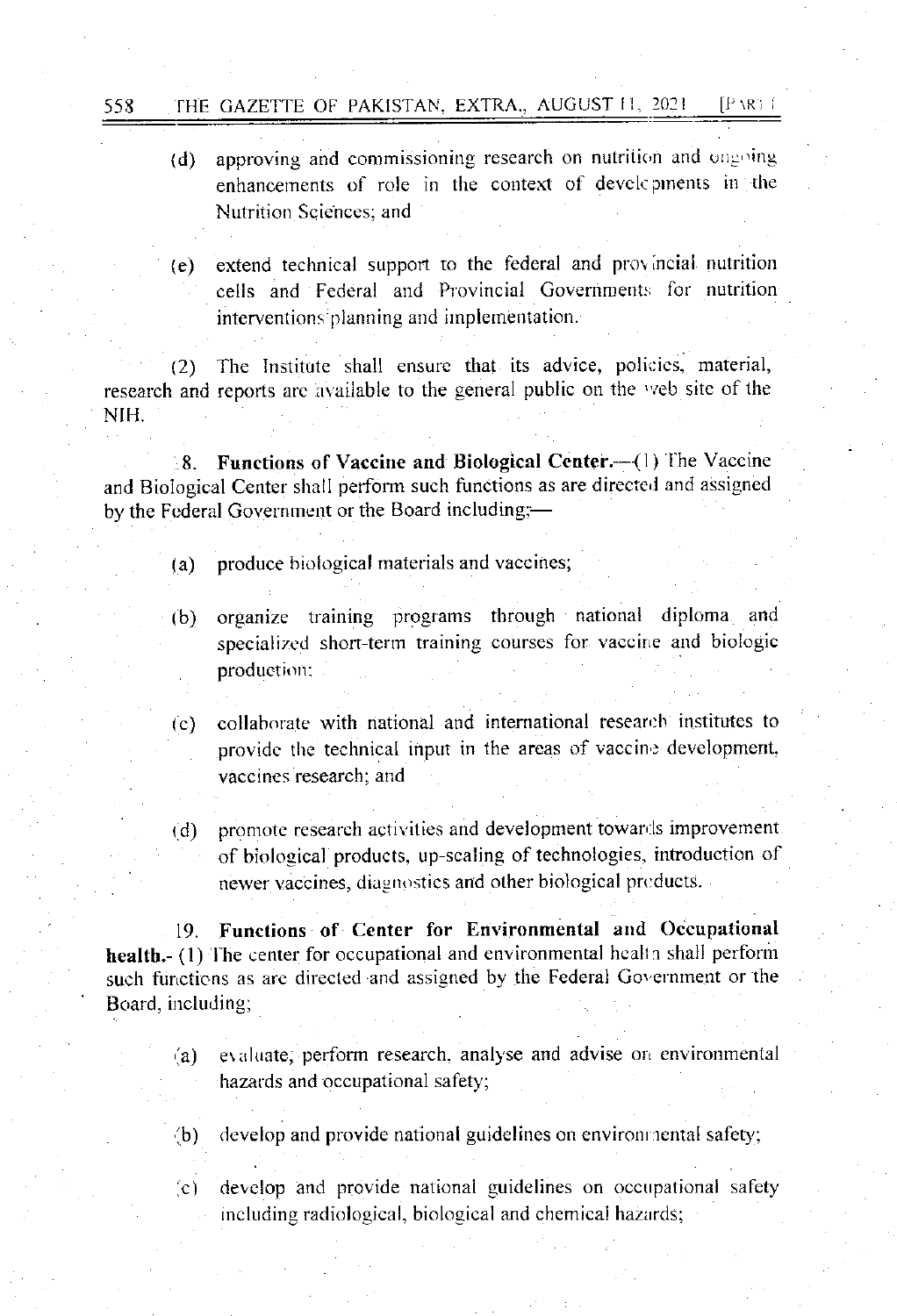(d) approving and commissioning research on nutrition and ongoing enhancements of role in the context of developments in the Nutrition Sciences; and

(e) extend technical support to the federal and provincial nutrition cells and Federal and Provincial Governments for nutrition interventions planning and implementation.

(2) The Institute shall ensure that its advice, policies, material, research and reports are available to the general public on the web site of the NIH.

18. **Functions of Vaccine and Biological Center.**—(1) The Vaccine and Biological Center shall perform such functions as are directed and assigned by the Federal Government or the Board including;—

(a) produce biological materials and vaccines;

(b) organize training programs through national diploma and specialized short-term training courses for vaccine and biologic production;

(c) collaborate with national and international research institutes to provide the technical input in the areas of vaccine development, vaccines research; and

(d) promote research activities and development towards improvement of biological products, up-scaling of technologies, introduction of newer vaccines, diagnostics and other biological products.

19. **Functions of Center for Environmental and Occupational health.**- (1) The center for occupational and environmental health shall perform such functions as are directed and assigned by the Federal Government or the Board, including;

(a) evaluate, perform research, analyse and advise on environmental hazards and occupational safety;

(b) develop and provide national guidelines on environmental safety;

(c) develop and provide national guidelines on occupational safety including radiological, biological and chemical hazards;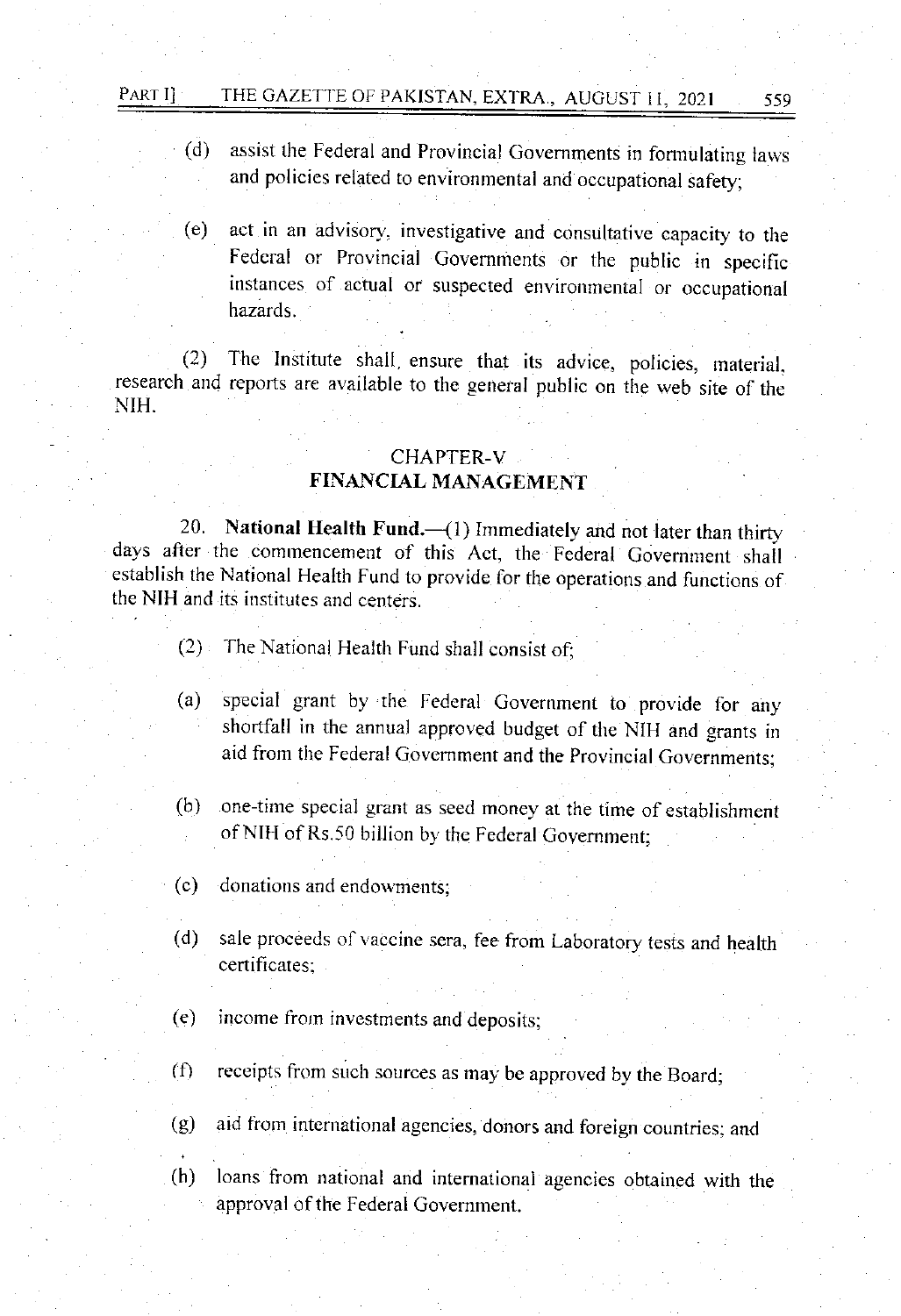(d) assist the Federal and Provincial Governments in formulating laws and policies related to environmental and occupational safety;

(e) act in an advisory, investigative and consultative capacity to the Federal or Provincial Governments or the public in specific instances of actual or suspected environmental or occupational hazards.

(2) The Institute shall, ensure that its advice, policies, material, research and reports are available to the general public on the web site of the NIH.

## CHAPTER-V
## FINANCIAL MANAGEMENT

20. **National Health Fund.**—(1) Immediately and not later than thirty days after the commencement of this Act, the Federal Government shall establish the National Health Fund to provide for the operations and functions of the NIH and its institutes and centers.

(2) The National Health Fund shall consist of;

(a) special grant by the Federal Government to provide for any shortfall in the annual approved budget of the NIH and grants in aid from the Federal Government and the Provincial Governments;

(b) one-time special grant as seed money at the time of establishment of NIH of Rs.50 billion by the Federal Government;

(c) donations and endowments;

(d) sale proceeds of vaccine sera, fee from Laboratory tests and health certificates;

(e) income from investments and deposits;

(f) receipts from such sources as may be approved by the Board;

(g) aid from international agencies, donors and foreign countries; and

(h) loans from national and international agencies obtained with the approval of the Federal Government.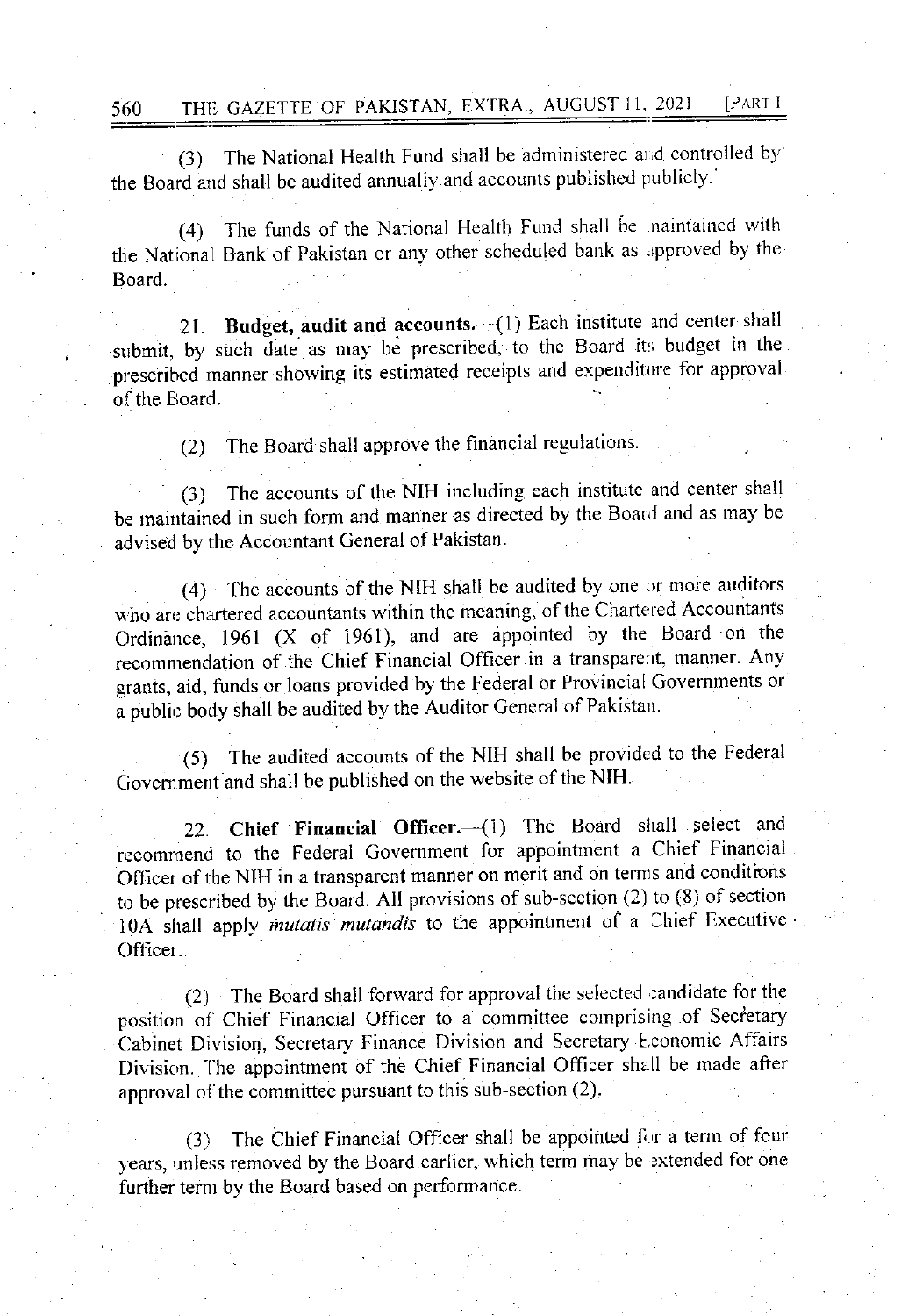(3) The National Health Fund shall be administered and controlled by the Board and shall be audited annually and accounts published publicly.

(4) The funds of the National Health Fund shall be maintained with the National Bank of Pakistan or any other scheduled bank as approved by the Board.

21. **Budget, audit and accounts.**—(1) Each institute and center shall submit, by such date as may be prescribed, to the Board its budget in the prescribed manner showing its estimated receipts and expenditure for approval of the Board.

(2) The Board shall approve the financial regulations.

(3) The accounts of the NIH including each institute and center shall be maintained in such form and manner as directed by the Board and as may be advised by the Accountant General of Pakistan.

(4) The accounts of the NIH shall be audited by one or more auditors who are chartered accountants within the meaning, of the Chartered Accountants Ordinance, 1961 (X of 1961), and are appointed by the Board on the recommendation of the Chief Financial Officer in a transparent, manner. Any grants, aid, funds or loans provided by the Federal or Provincial Governments or a public body shall be audited by the Auditor General of Pakistan.

(5) The audited accounts of the NIH shall be provided to the Federal Government and shall be published on the website of the NIH.

22. **Chief Financial Officer.**—(1) The Board shall select and recommend to the Federal Government for appointment a Chief Financial Officer of the NIH in a transparent manner on merit and on terms and conditions to be prescribed by the Board. All provisions of sub-section (2) to (8) of section 10A shall apply *mutatis mutandis* to the appointment of a Chief Executive Officer.

(2) The Board shall forward for approval the selected candidate for the position of Chief Financial Officer to a committee comprising of Secretary Cabinet Division, Secretary Finance Division and Secretary Economic Affairs Division. The appointment of the Chief Financial Officer shall be made after approval of the committee pursuant to this sub-section (2).

(3) The Chief Financial Officer shall be appointed for a term of four years, unless removed by the Board earlier, which term may be extended for one further term by the Board based on performance.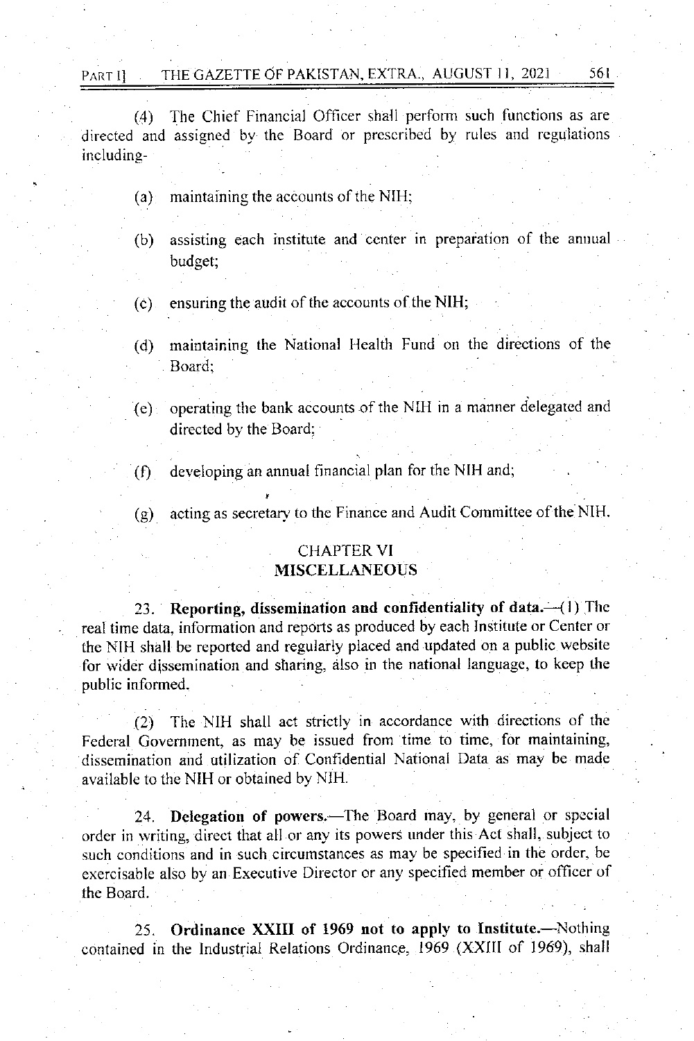(4) The Chief Financial Officer shall perform such functions as are directed and assigned by the Board or prescribed by rules and regulations including-

(a) maintaining the accounts of the NIH;

(b) assisting each institute and center in preparation of the annual budget;

(c) ensuring the audit of the accounts of the NIH;

(d) maintaining the National Health Fund on the directions of the Board;

(e) operating the bank accounts of the NIH in a manner delegated and directed by the Board;

(f) developing an annual financial plan for the NIH and;

(g) acting as secretary to the Finance and Audit Committee of the NIH.

## CHAPTER VI
## MISCELLANEOUS

23. **Reporting, dissemination and confidentiality of data.**—(1) The real time data, information and reports as produced by each Institute or Center or the NIH shall be reported and regularly placed and updated on a public website for wider dissemination and sharing, also in the national language, to keep the public informed.

(2) The NIH shall act strictly in accordance with directions of the Federal Government, as may be issued from time to time, for maintaining, dissemination and utilization of Confidential National Data as may be made available to the NIH or obtained by NIH.

24. **Delegation of powers.**—The Board may, by general or special order in writing, direct that all or any its powers under this Act shall, subject to such conditions and in such circumstances as may be specified in the order, be exercisable also by an Executive Director or any specified member or officer of the Board.

25. **Ordinance XXIII of 1969 not to apply to Institute.**—Nothing contained in the Industrial Relations Ordinance, 1969 (XXIII of 1969), shall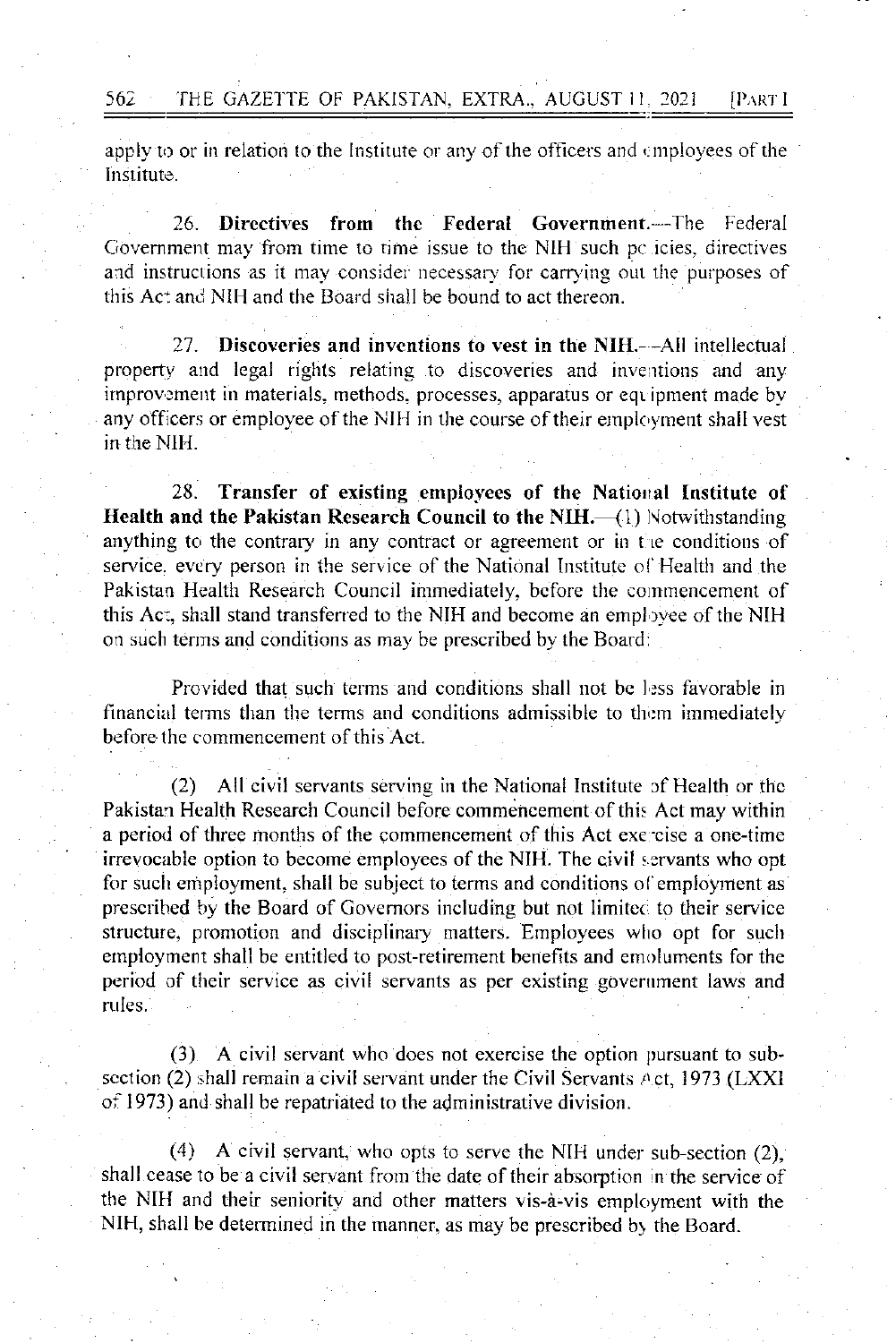apply to or in relation to the Institute or any of the officers and employees of the Institute.

26. **Directives from the Federal Government.**—The Federal Government may from time to time issue to the NIH such policies, directives and instructions as it may consider necessary for carrying out the purposes of this Act and NIH and the Board shall be bound to act thereon.

27. **Discoveries and inventions to vest in the NIH.**—All intellectual property and legal rights relating to discoveries and inventions and any improvement in materials, methods, processes, apparatus or equipment made by any officers or employee of the NIH in the course of their employment shall vest in the NIH.

28. **Transfer of existing employees of the National Institute of Health and the Pakistan Research Council to the NIH.**—(1) Notwithstanding anything to the contrary in any contract or agreement or in the conditions of service, every person in the service of the National Institute of Health and the Pakistan Health Research Council immediately, before the commencement of this Act, shall stand transferred to the NIH and become an employee of the NIH on such terms and conditions as may be prescribed by the Board:

Provided that such terms and conditions shall not be less favorable in financial terms than the terms and conditions admissible to them immediately before the commencement of this Act.

(2) All civil servants serving in the National Institute of Health or the Pakistan Health Research Council before commencement of this Act may within a period of three months of the commencement of this Act exercise a one-time irrevocable option to become employees of the NIH. The civil servants who opt for such employment, shall be subject to terms and conditions of employment as prescribed by the Board of Governors including but not limited to their service structure, promotion and disciplinary matters. Employees who opt for such employment shall be entitled to post-retirement benefits and emoluments for the period of their service as civil servants as per existing government laws and rules.

(3) A civil servant who does not exercise the option pursuant to sub-section (2) shall remain a civil servant under the Civil Servants Act, 1973 (LXXI of 1973) and shall be repatriated to the administrative division.

(4) A civil servant, who opts to serve the NIH under sub-section (2), shall cease to be a civil servant from the date of their absorption in the service of the NIH and their seniority and other matters vis-à-vis employment with the NIH, shall be determined in the manner, as may be prescribed by the Board.